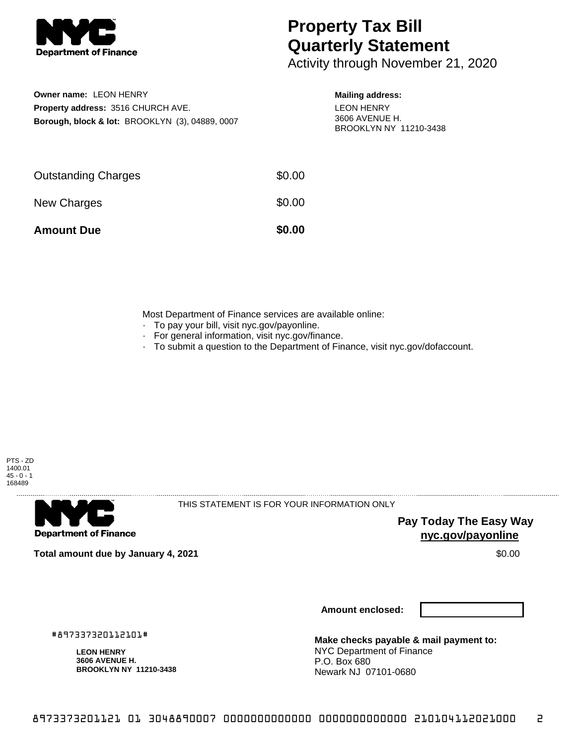# Property Tax Bill Quarterly Statement

Activity through November 21, 2020

**Owner name:** LEON HENRY
**Property address:** 3516 CHURCH AVE.
**Borough, block & lot:** BROOKLYN (3), 04889, 0007

**Mailing address:**
LEON HENRY
3606 AVENUE H.
BROOKLYN NY 11210-3438

| | |
|---|---|
| Outstanding Charges | $0.00 |
| New Charges | $0.00 |
| **Amount Due** | **$0.00** |

Most Department of Finance services are available online:
- To pay your bill, visit nyc.gov/payonline.
- For general information, visit nyc.gov/finance.
- To submit a question to the Department of Finance, visit nyc.gov/dofaccount.

PTS - ZD
1400.01
45 - 0 - 1
168489

THIS STATEMENT IS FOR YOUR INFORMATION ONLY

**Pay Today The Easy Way**
**nyc.gov/payonline**

**Total amount due by January 4, 2021** $0.00

**Amount enclosed:**

#897337320112101#

**LEON HENRY**
**3606 AVENUE H.**
**BROOKLYN NY 11210-3438**

**Make checks payable & mail payment to:**
NYC Department of Finance
P.O. Box 680
Newark NJ 07101-0680

8973373201121 01 3048890007 0000000000000 0000000000000 210104112021000 2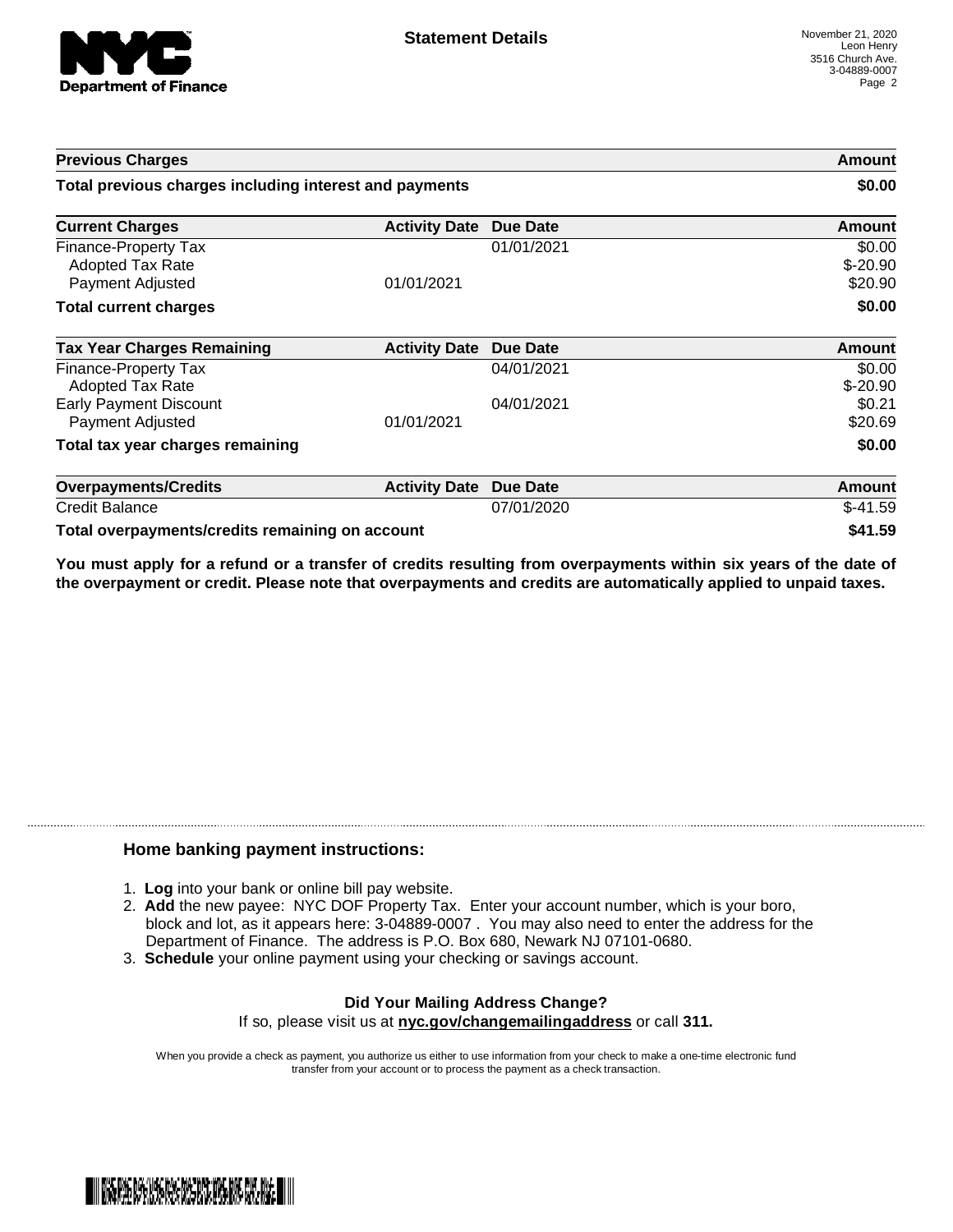# Statement Details

November 21, 2020
Leon Henry
3516 Church Ave.
3-04889-0007

| Previous Charges | | | Amount |
|---|---|---|---|
| **Total previous charges including interest and payments** | | | **$0.00** |

| Current Charges | Activity Date | Due Date | Amount |
|---|---|---|---|
| Finance-Property Tax | | 01/01/2021 | $0.00 |
| Adopted Tax Rate | | | $-20.90 |
| Payment Adjusted | 01/01/2021 | | $20.90 |
| **Total current charges** | | | **$0.00** |

| Tax Year Charges Remaining | Activity Date | Due Date | Amount |
|---|---|---|---|
| Finance-Property Tax | | 04/01/2021 | $0.00 |
| Adopted Tax Rate | | | $-20.90 |
| Early Payment Discount | | 04/01/2021 | $0.21 |
| Payment Adjusted | 01/01/2021 | | $20.69 |
| **Total tax year charges remaining** | | | **$0.00** |

| Overpayments/Credits | Activity Date | Due Date | Amount |
|---|---|---|---|
| Credit Balance | | 07/01/2020 | $-41.59 |
| **Total overpayments/credits remaining on account** | | | **$41.59** |

**You must apply for a refund or a transfer of credits resulting from overpayments within six years of the date of the overpayment or credit. Please note that overpayments and credits are automatically applied to unpaid taxes.**

## Home banking payment instructions:

1. **Log** into your bank or online bill pay website.
2. **Add** the new payee: NYC DOF Property Tax. Enter your account number, which is your boro, block and lot, as it appears here: 3-04889-0007 . You may also need to enter the address for the Department of Finance. The address is P.O. Box 680, Newark NJ 07101-0680.
3. **Schedule** your online payment using your checking or savings account.

**Did Your Mailing Address Change?**

If so, please visit us at **nyc.gov/changemailingaddress** or call **311.**

When you provide a check as payment, you authorize us either to use information from your check to make a one-time electronic fund transfer from your account or to process the payment as a check transaction.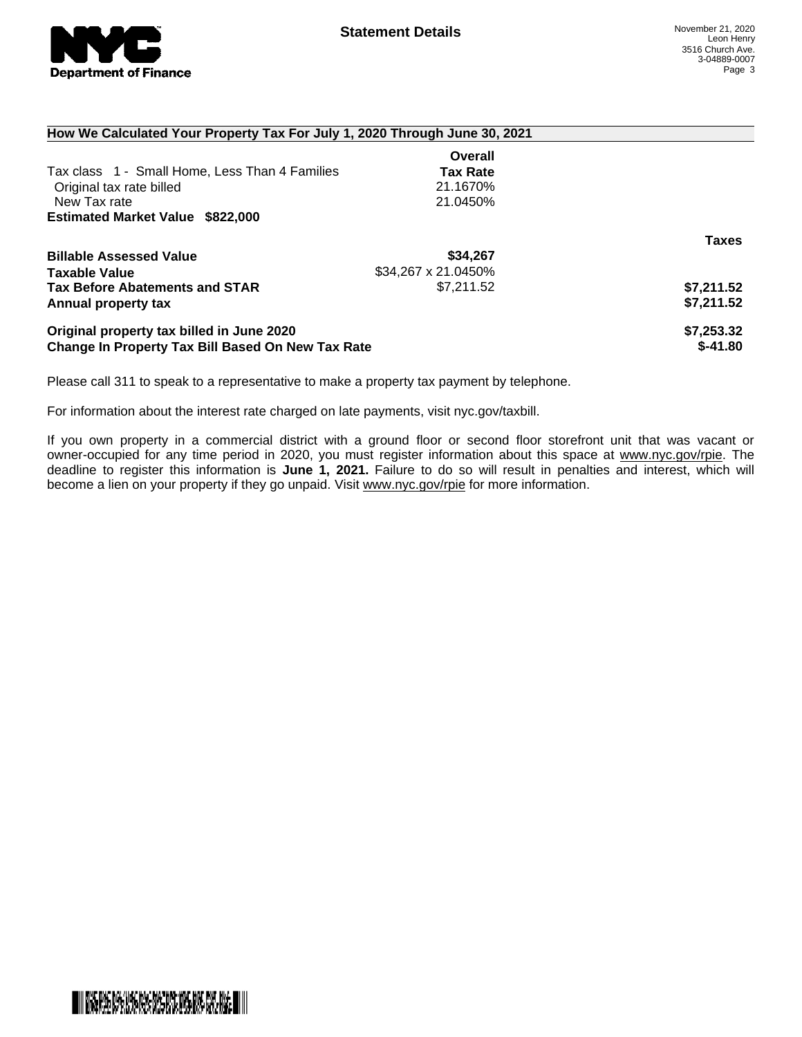# Statement Details

November 21, 2020
Leon Henry
3516 Church Ave.
3-04889-0007

## How We Calculated Your Property Tax For July 1, 2020 Through June 30, 2021

| | Overall Tax Rate | Taxes |
|---|---|---|
| Tax class 1 - Small Home, Less Than 4 Families | | |
| Original tax rate billed | 21.1670% | |
| New Tax rate | 21.0450% | |
| **Estimated Market Value $822,000** | | |
| **Billable Assessed Value** | **$34,267** | |
| **Taxable Value** | $34,267 x 21.0450% | |
| **Tax Before Abatements and STAR** | $7,211.52 | **$7,211.52** |
| **Annual property tax** | | **$7,211.52** |
| **Original property tax billed in June 2020** | | **$7,253.32** |
| **Change In Property Tax Bill Based On New Tax Rate** | | **$-41.80** |

Please call 311 to speak to a representative to make a property tax payment by telephone.

For information about the interest rate charged on late payments, visit nyc.gov/taxbill.

If you own property in a commercial district with a ground floor or second floor storefront unit that was vacant or owner-occupied for any time period in 2020, you must register information about this space at www.nyc.gov/rpie. The deadline to register this information is **June 1, 2021.** Failure to do so will result in penalties and interest, which will become a lien on your property if they go unpaid. Visit www.nyc.gov/rpie for more information.